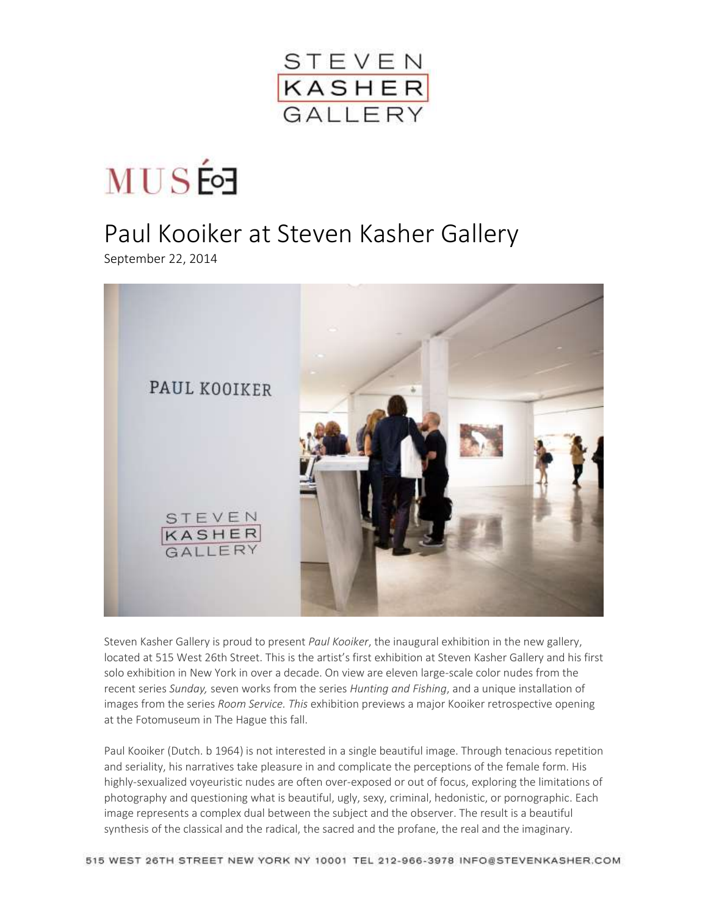STEVEN
KASHER
GALLERY

MUSÉE

# Paul Kooiker at Steven Kasher Gallery

September 22, 2014

Steven Kasher Gallery is proud to present *Paul Kooiker*, the inaugural exhibition in the new gallery, located at 515 West 26th Street. This is the artist's first exhibition at Steven Kasher Gallery and his first solo exhibition in New York in over a decade. On view are eleven large-scale color nudes from the recent series *Sunday,* seven works from the series *Hunting and Fishing*, and a unique installation of images from the series *Room Service. This* exhibition previews a major Kooiker retrospective opening at the Fotomuseum in The Hague this fall.

Paul Kooiker (Dutch. b 1964) is not interested in a single beautiful image. Through tenacious repetition and seriality, his narratives take pleasure in and complicate the perceptions of the female form. His highly-sexualized voyeuristic nudes are often over-exposed or out of focus, exploring the limitations of photography and questioning what is beautiful, ugly, sexy, criminal, hedonistic, or pornographic. Each image represents a complex dual between the subject and the observer. The result is a beautiful synthesis of the classical and the radical, the sacred and the profane, the real and the imaginary.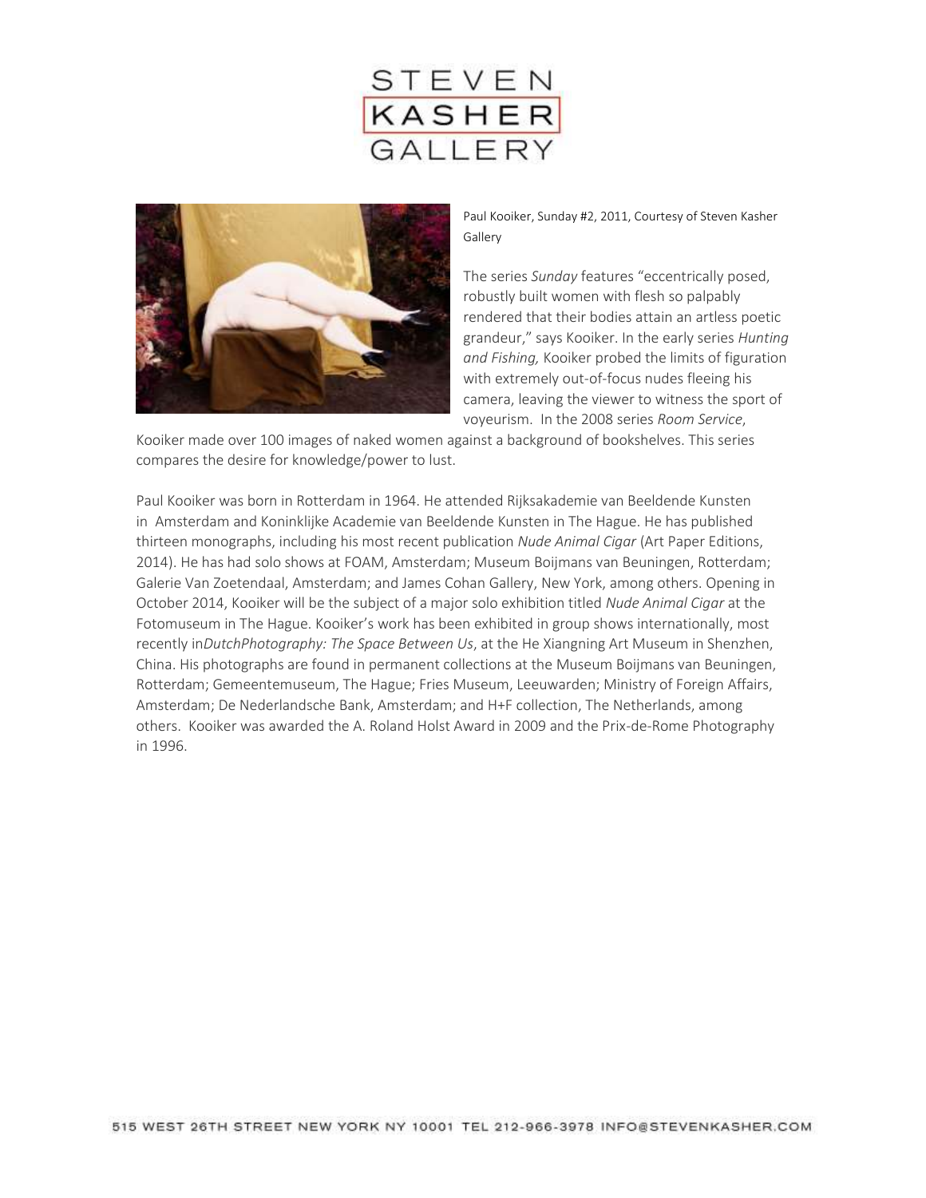Paul Kooiker, Sunday #2, 2011, Courtesy of Steven Kasher Gallery

The series *Sunday* features “eccentrically posed, robustly built women with flesh so palpably rendered that their bodies attain an artless poetic grandeur,” says Kooiker. In the early series *Hunting and Fishing,* Kooiker probed the limits of figuration with extremely out-of-focus nudes fleeing his camera, leaving the viewer to witness the sport of voyeurism. In the 2008 series *Room Service*, Kooiker made over 100 images of naked women against a background of bookshelves. This series compares the desire for knowledge/power to lust.

Paul Kooiker was born in Rotterdam in 1964. He attended Rijksakademie van Beeldende Kunsten in Amsterdam and Koninklijke Academie van Beeldende Kunsten in The Hague. He has published thirteen monographs, including his most recent publication *Nude Animal Cigar* (Art Paper Editions, 2014). He has had solo shows at FOAM, Amsterdam; Museum Boijmans van Beuningen, Rotterdam; Galerie Van Zoetendaal, Amsterdam; and James Cohan Gallery, New York, among others. Opening in October 2014, Kooiker will be the subject of a major solo exhibition titled *Nude Animal Cigar* at the Fotomuseum in The Hague. Kooiker's work has been exhibited in group shows internationally, most recently in*DutchPhotography: The Space Between Us*, at the He Xiangning Art Museum in Shenzhen, China. His photographs are found in permanent collections at the Museum Boijmans van Beuningen, Rotterdam; Gemeentemuseum, The Hague; Fries Museum, Leeuwarden; Ministry of Foreign Affairs, Amsterdam; De Nederlandsche Bank, Amsterdam; and H+F collection, The Netherlands, among others. Kooiker was awarded the A. Roland Holst Award in 2009 and the Prix-de-Rome Photography in 1996.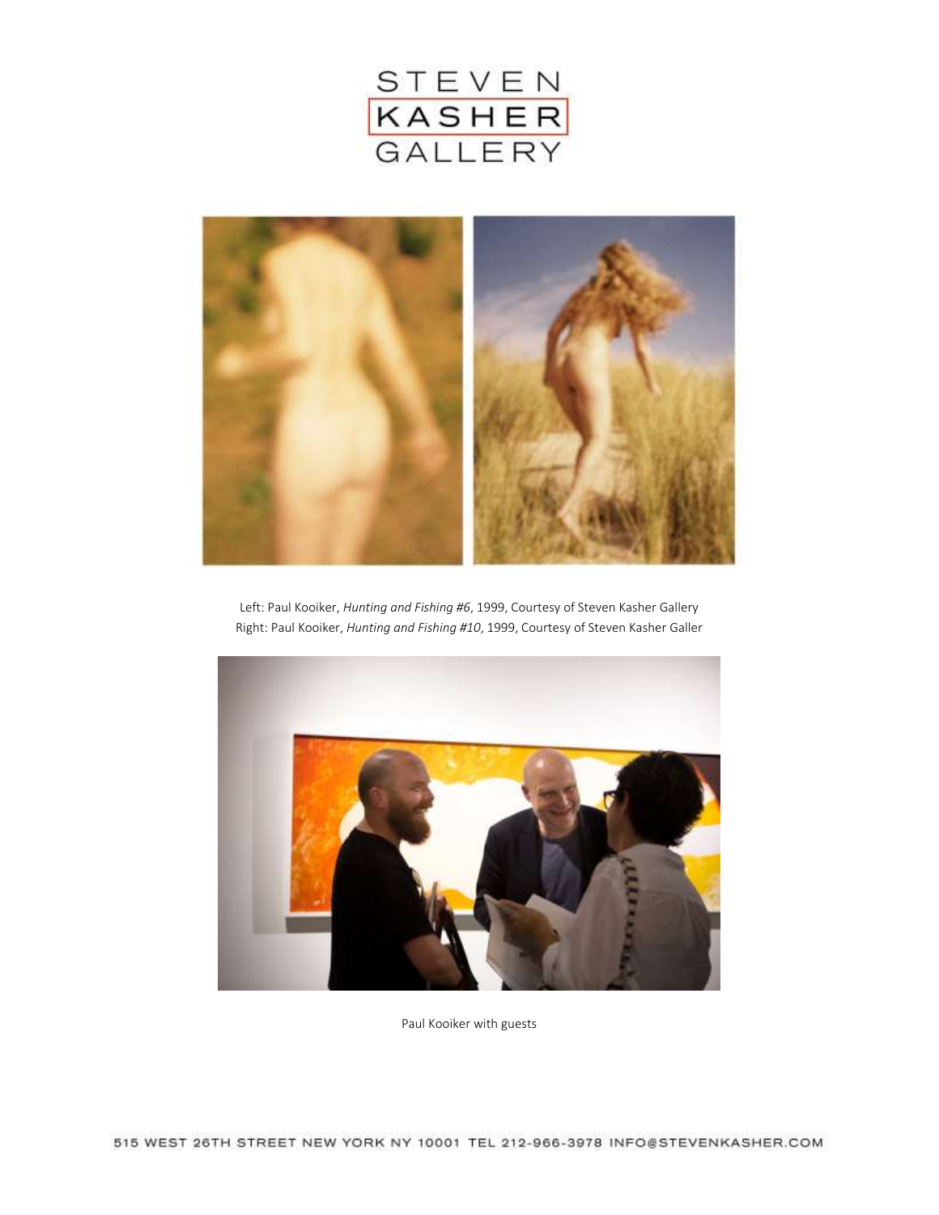Left: Paul Kooiker, *Hunting and Fishing #6*, 1999, Courtesy of Steven Kasher Gallery
Right: Paul Kooiker, *Hunting and Fishing #10*, 1999, Courtesy of Steven Kasher Galler

Paul Kooiker with guests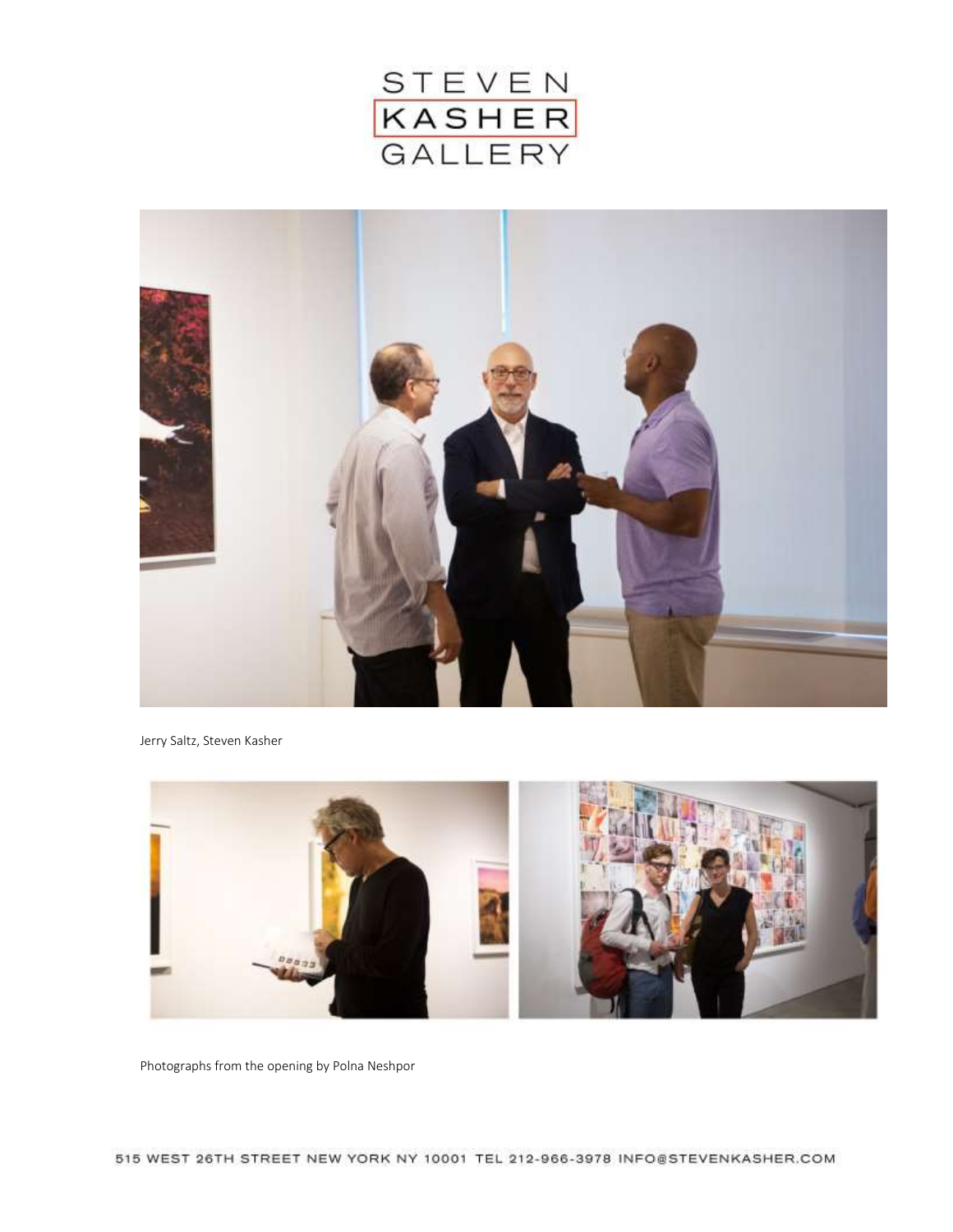Jerry Saltz, Steven Kasher

Photographs from the opening by Polna Neshpor